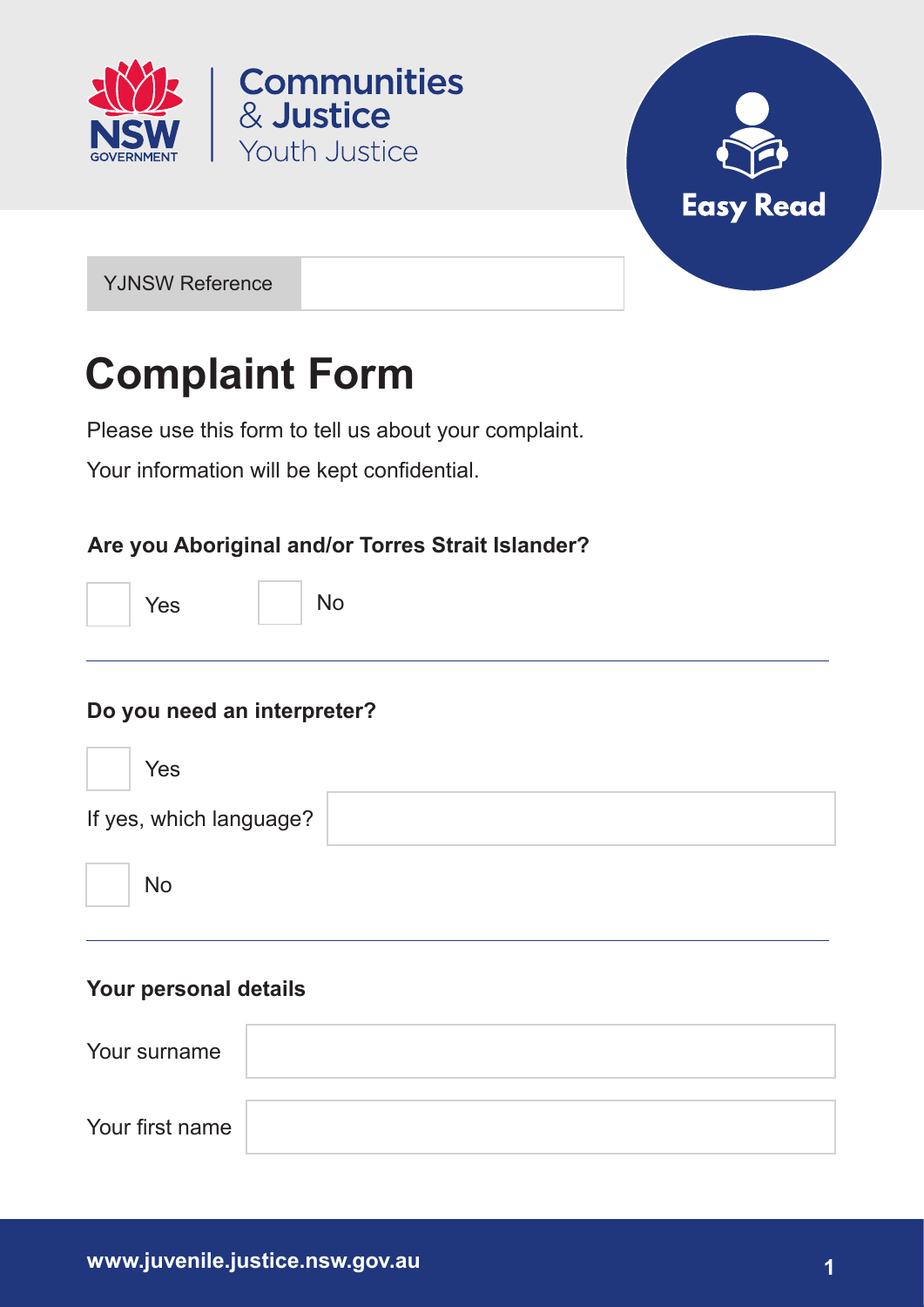NSW GOVERNMENT | Communities & Justice | Youth Justice

Easy Read

| YJNSW Reference | |
|---|---|

# Complaint Form

Please use this form to tell us about your complaint.

Your information will be kept confidential.

**Are you Aboriginal and/or Torres Strait Islander?**

☐ Yes ☐ No

---

**Do you need an interpreter?**

☐ Yes

If yes, which language? ____________________

☐ No

---

**Your personal details**

| Your surname | |
|---|---|
| Your first name | |

www.juvenile.justice.nsw.gov.au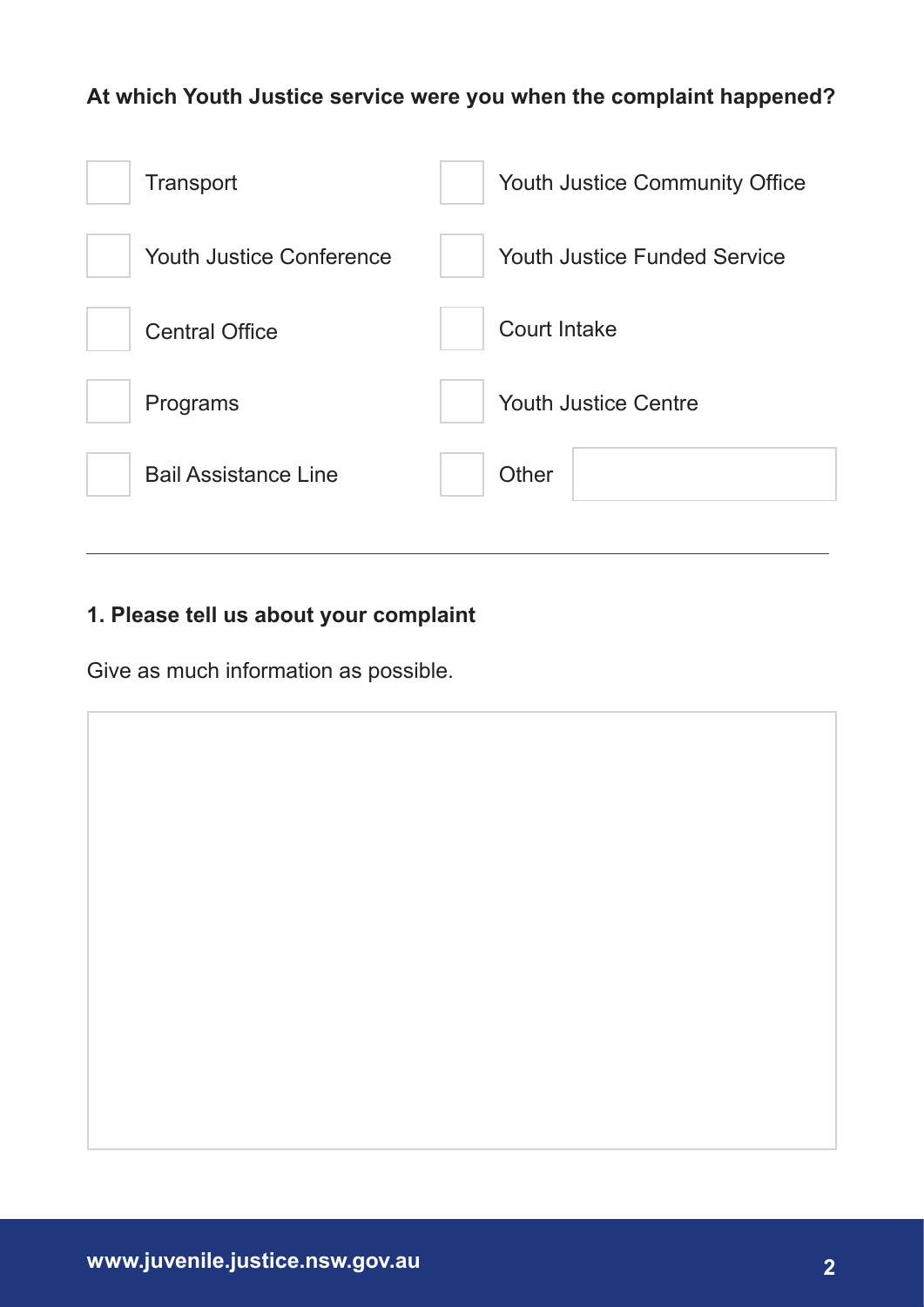**At which Youth Justice service were you when the complaint happened?**

- [ ] Transport
- [ ] Youth Justice Conference
- [ ] Central Office
- [ ] Programs
- [ ] Bail Assistance Line
- [ ] Youth Justice Community Office
- [ ] Youth Justice Funded Service
- [ ] Court Intake
- [ ] Youth Justice Centre
- [ ] Other

---

**1. Please tell us about your complaint**

Give as much information as possible.

www.juvenile.justice.nsw.gov.au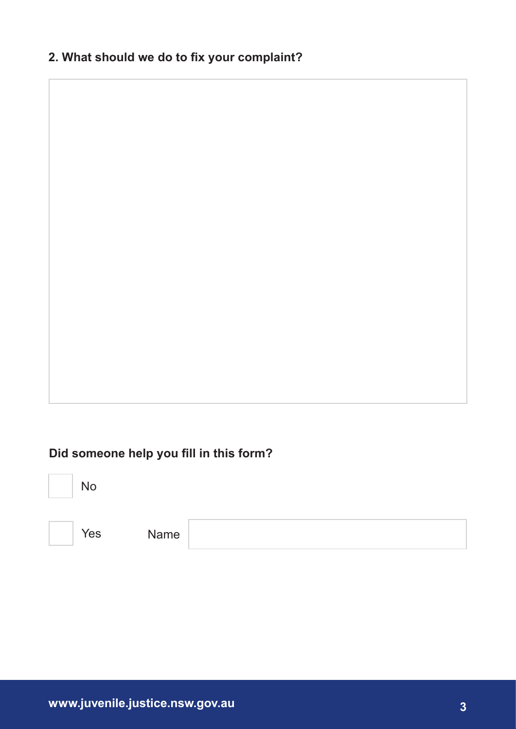**2. What should we do to fix your complaint?**

**Did someone help you fill in this form?**

- [ ] No
- [ ] Yes  Name ______________________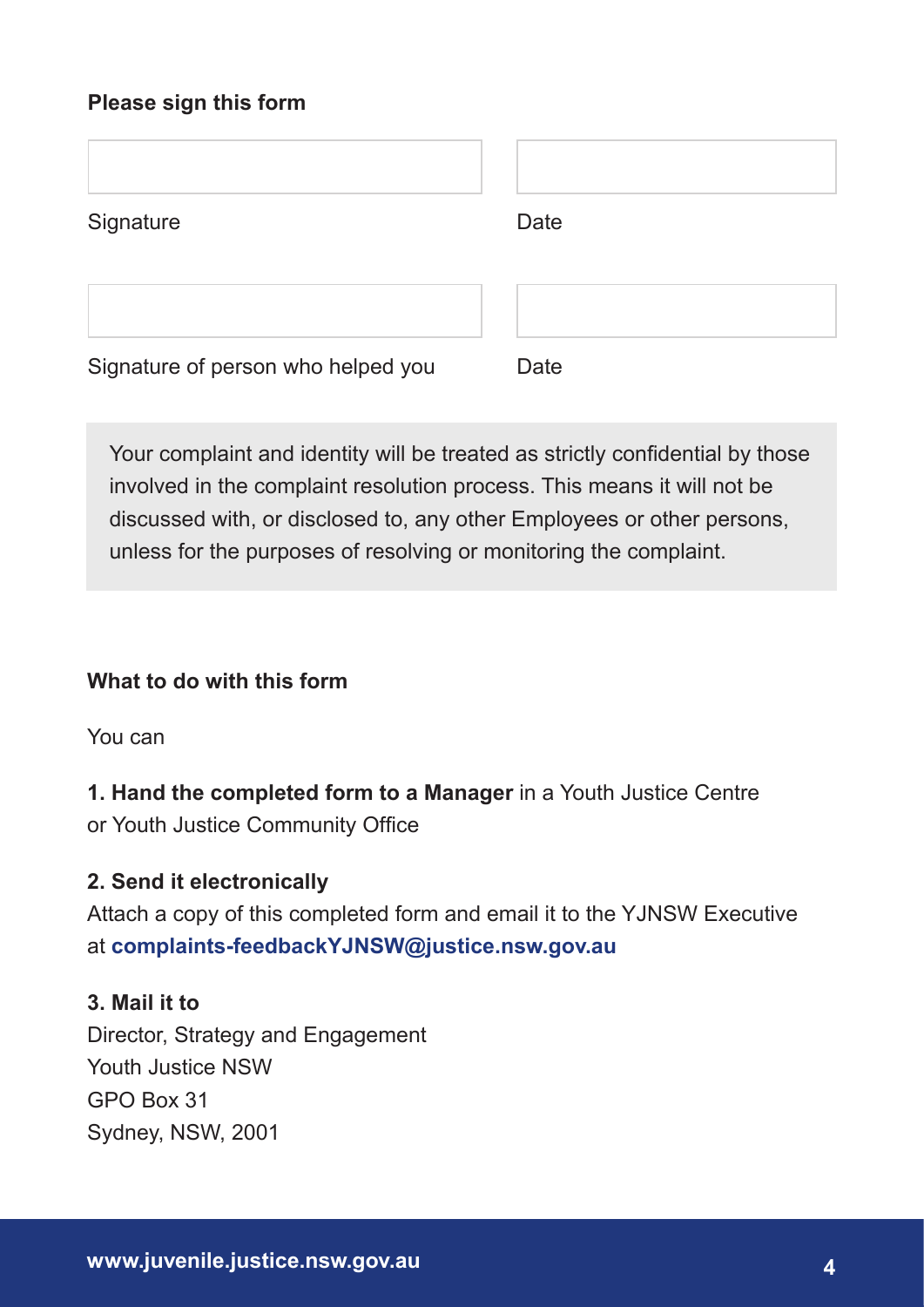**Please sign this form**

| | |
|---|---|
| Signature | Date |
| Signature of person who helped you | Date |

Your complaint and identity will be treated as strictly confidential by those involved in the complaint resolution process. This means it will not be discussed with, or disclosed to, any other Employees or other persons, unless for the purposes of resolving or monitoring the complaint.

**What to do with this form**

You can

**1. Hand the completed form to a Manager** in a Youth Justice Centre or Youth Justice Community Office

**2. Send it electronically**
Attach a copy of this completed form and email it to the YJNSW Executive at **complaints-feedbackYJNSW@justice.nsw.gov.au**

**3. Mail it to**
Director, Strategy and Engagement
Youth Justice NSW
GPO Box 31
Sydney, NSW, 2001

**www.juvenile.justice.nsw.gov.au**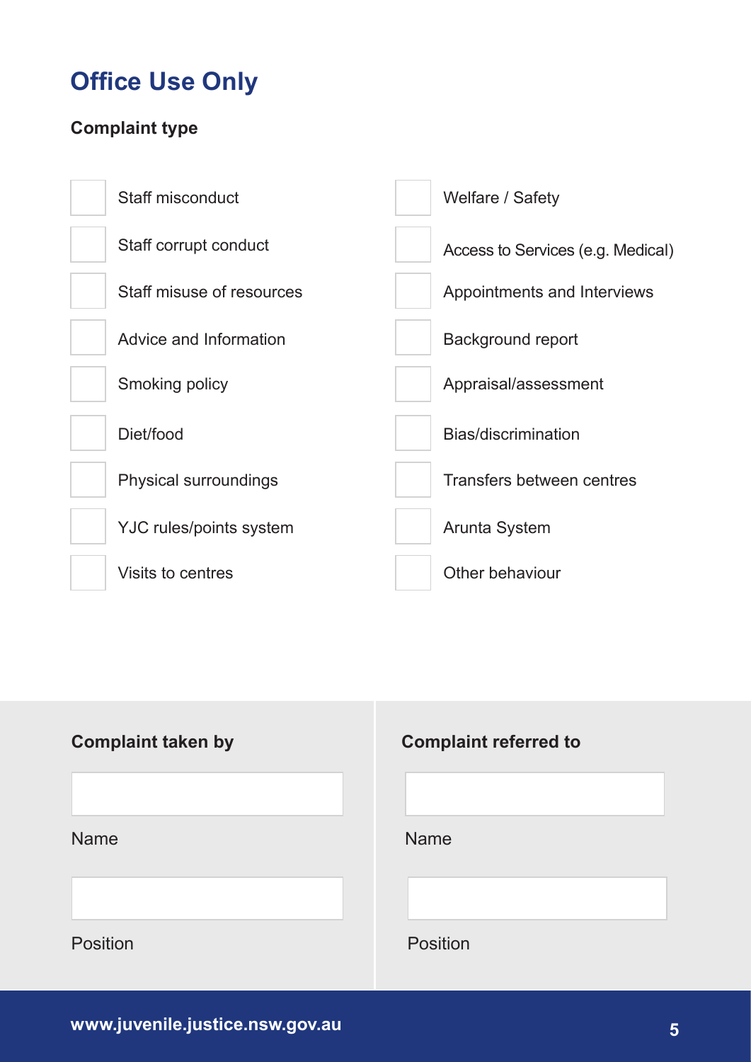# Office Use Only

### Complaint type

- [ ] Staff misconduct
- [ ] Staff corrupt conduct
- [ ] Staff misuse of resources
- [ ] Advice and Information
- [ ] Smoking policy
- [ ] Diet/food
- [ ] Physical surroundings
- [ ] YJC rules/points system
- [ ] Visits to centres
- [ ] Welfare / Safety
- [ ] Access to Services (e.g. Medical)
- [ ] Appointments and Interviews
- [ ] Background report
- [ ] Appraisal/assessment
- [ ] Bias/discrimination
- [ ] Transfers between centres
- [ ] Arunta System
- [ ] Other behaviour

### Complaint taken by

Name

Position

### Complaint referred to

Name

Position

**www.juvenile.justice.nsw.gov.au**